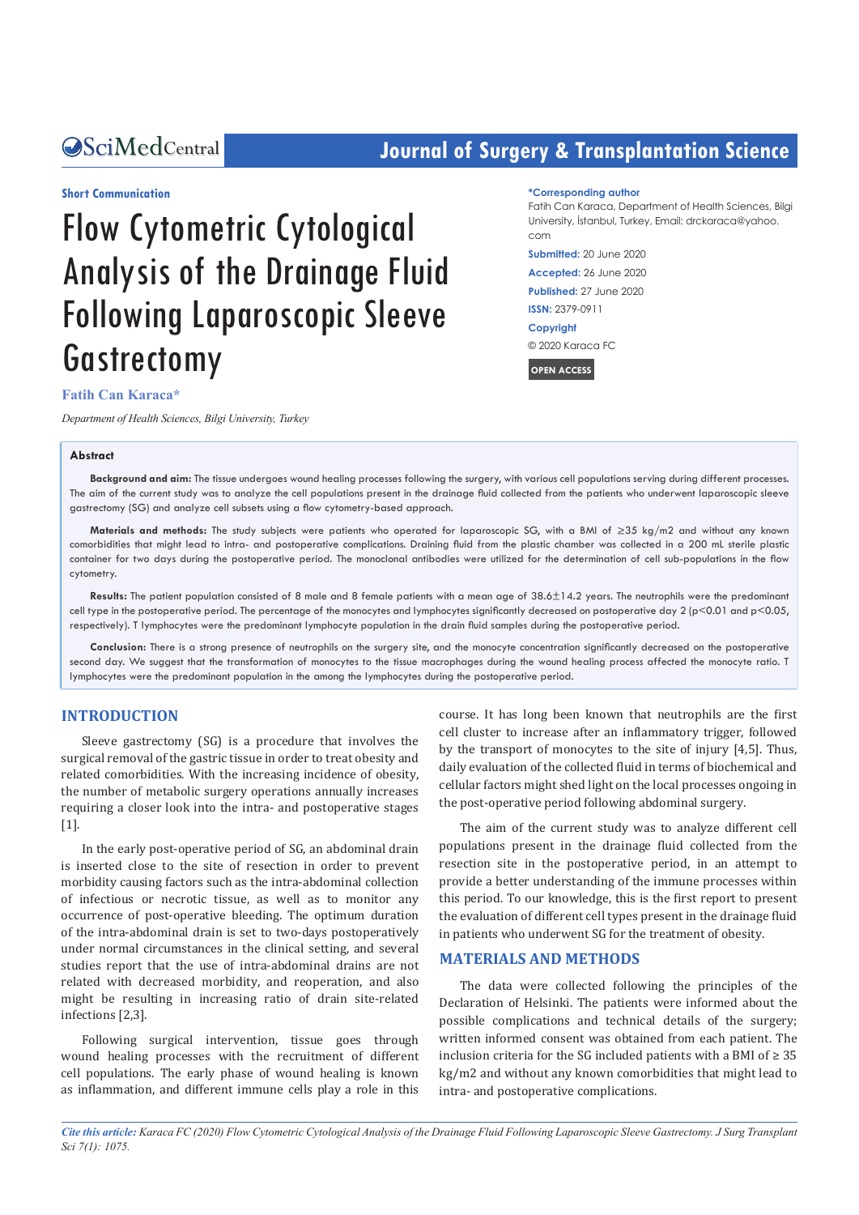Short Communication

# Flow Cytometric Cytological Analysis of the Drainage Fluid Following Laparoscopic Sleeve Gastrectomy

**Fatih Can Karaca***

*Department of Health Sciences, Bilgi University, Turkey*

**\*Corresponding author**

Fatih Can Karaca, Department of Health Sciences, Bilgi University, İstanbul, Turkey, Email: drckaraca@yahoo.com

**Submitted:** 20 June 2020

**Accepted:** 26 June 2020

**Published:** 27 June 2020

**ISSN:** 2379-0911

**Copyright**

© 2020 Karaca FC

**OPEN ACCESS**

## Abstract

**Background and aim:** The tissue undergoes wound healing processes following the surgery, with various cell populations serving during different processes. The aim of the current study was to analyze the cell populations present in the drainage fluid collected from the patients who underwent laparoscopic sleeve gastrectomy (SG) and analyze cell subsets using a flow cytometry-based approach.

**Materials and methods:** The study subjects were patients who operated for laparoscopic SG, with a BMI of ≥35 kg/m2 and without any known comorbidities that might lead to intra- and postoperative complications. Draining fluid from the plastic chamber was collected in a 200 mL sterile plastic container for two days during the postoperative period. The monoclonal antibodies were utilized for the determination of cell sub-populations in the flow cytometry.

**Results:** The patient population consisted of 8 male and 8 female patients with a mean age of 38.6±14.2 years. The neutrophils were the predominant cell type in the postoperative period. The percentage of the monocytes and lymphocytes significantly decreased on postoperative day 2 ($p<0.01$ and $p<0.05$, respectively). T lymphocytes were the predominant lymphocyte population in the drain fluid samples during the postoperative period.

**Conclusion:** There is a strong presence of neutrophils on the surgery site, and the monocyte concentration significantly decreased on the postoperative second day. We suggest that the transformation of monocytes to the tissue macrophages during the wound healing process affected the monocyte ratio. T lymphocytes were the predominant population in the among the lymphocytes during the postoperative period.

## INTRODUCTION

Sleeve gastrectomy (SG) is a procedure that involves the surgical removal of the gastric tissue in order to treat obesity and related comorbidities. With the increasing incidence of obesity, the number of metabolic surgery operations annually increases requiring a closer look into the intra- and postoperative stages [1].

In the early post-operative period of SG, an abdominal drain is inserted close to the site of resection in order to prevent morbidity causing factors such as the intra-abdominal collection of infectious or necrotic tissue, as well as to monitor any occurrence of post-operative bleeding. The optimum duration of the intra-abdominal drain is set to two-days postoperatively under normal circumstances in the clinical setting, and several studies report that the use of intra-abdominal drains are not related with decreased morbidity, and reoperation, and also might be resulting in increasing ratio of drain site-related infections [2,3].

Following surgical intervention, tissue goes through wound healing processes with the recruitment of different cell populations. The early phase of wound healing is known as inflammation, and different immune cells play a role in this course. It has long been known that neutrophils are the first cell cluster to increase after an inflammatory trigger, followed by the transport of monocytes to the site of injury [4,5]. Thus, daily evaluation of the collected fluid in terms of biochemical and cellular factors might shed light on the local processes ongoing in the post-operative period following abdominal surgery.

The aim of the current study was to analyze different cell populations present in the drainage fluid collected from the resection site in the postoperative period, in an attempt to provide a better understanding of the immune processes within this period. To our knowledge, this is the first report to present the evaluation of different cell types present in the drainage fluid in patients who underwent SG for the treatment of obesity.

## MATERIALS AND METHODS

The data were collected following the principles of the Declaration of Helsinki. The patients were informed about the possible complications and technical details of the surgery; written informed consent was obtained from each patient. The inclusion criteria for the SG included patients with a BMI of ≥ 35 kg/m2 and without any known comorbidities that might lead to intra- and postoperative complications.

*Cite this article: Karaca FC (2020) Flow Cytometric Cytological Analysis of the Drainage Fluid Following Laparoscopic Sleeve Gastrectomy. J Surg Transplant Sci 7(1): 1075.*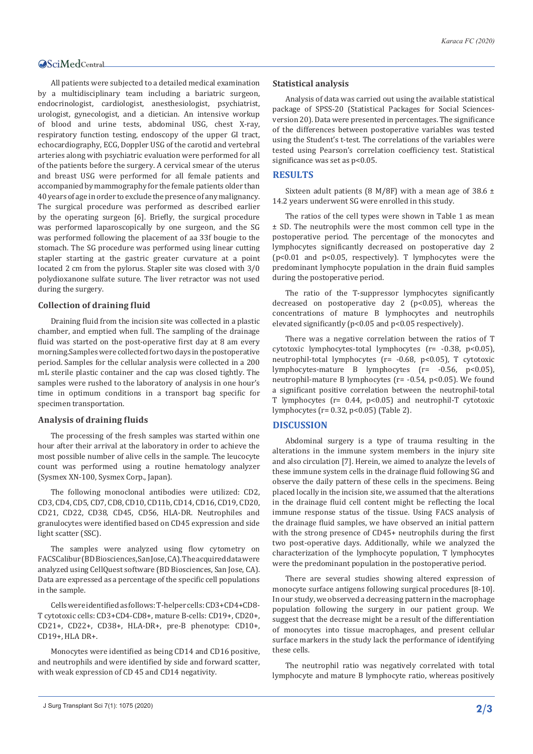All patients were subjected to a detailed medical examination by a multidisciplinary team including a bariatric surgeon, endocrinologist, cardiologist, anesthesiologist, psychiatrist, urologist, gynecologist, and a dietician. An intensive workup of blood and urine tests, abdominal USG, chest X-ray, respiratory function testing, endoscopy of the upper GI tract, echocardiography, ECG, Doppler USG of the carotid and vertebral arteries along with psychiatric evaluation were performed for all of the patients before the surgery. A cervical smear of the uterus and breast USG were performed for all female patients and accompanied by mammography for the female patients older than 40 years of age in order to exclude the presence of any malignancy. The surgical procedure was performed as described earlier by the operating surgeon [6]. Briefly, the surgical procedure was performed laparoscopically by one surgeon, and the SG was performed following the placement of aa 33f bougie to the stomach. The SG procedure was performed using linear cutting stapler starting at the gastric greater curvature at a point located 2 cm from the pylorus. Stapler site was closed with 3/0 polydioxanone sulfate suture. The liver retractor was not used during the surgery.

### Collection of draining fluid

Draining fluid from the incision site was collected in a plastic chamber, and emptied when full. The sampling of the drainage fluid was started on the post-operative first day at 8 am every morning.Samples were collected for two days in the postoperative period. Samples for the cellular analysis were collected in a 200 mL sterile plastic container and the cap was closed tightly. The samples were rushed to the laboratory of analysis in one hour's time in optimum conditions in a transport bag specific for specimen transportation.

### Analysis of draining fluids

The processing of the fresh samples was started within one hour after their arrival at the laboratory in order to achieve the most possible number of alive cells in the sample. The leucocyte count was performed using a routine hematology analyzer (Sysmex XN-100, Sysmex Corp., Japan).

The following monoclonal antibodies were utilized: CD2, CD3, CD4, CD5, CD7, CD8, CD10, CD11b, CD14, CD16, CD19, CD20, CD21, CD22, CD38, CD45, CD56, HLA-DR. Neutrophiles and granulocytes were identified based on CD45 expression and side light scatter (SSC).

The samples were analyzed using flow cytometry on FACSCalibur (BD Biosciences, San Jose, CA). The acquired data were analyzed using CellQuest software (BD Biosciences, San Jose, CA). Data are expressed as a percentage of the specific cell populations in the sample.

Cells were identified as follows: T-helper cells: CD3+CD4+CD8- T cytotoxic cells: CD3+CD4-CD8+, mature B-cells: CD19+, CD20+, CD21+, CD22+, CD38+, HLA-DR+, pre-B phenotype: CD10+, CD19+, HLA DR+.

Monocytes were identified as being CD14 and CD16 positive, and neutrophils and were identified by side and forward scatter, with weak expression of CD 45 and CD14 negativity.

### Statistical analysis

Analysis of data was carried out using the available statistical package of SPSS-20 (Statistical Packages for Social Sciences-version 20). Data were presented in percentages. The significance of the differences between postoperative variables was tested using the Student's t-test. The correlations of the variables were tested using Pearson's correlation coefficiency test. Statistical significance was set as $p<0.05$.

## RESULTS

Sixteen adult patients (8 M/8F) with a mean age of 38.6 ± 14.2 years underwent SG were enrolled in this study.

The ratios of the cell types were shown in Table 1 as mean ± SD. The neutrophils were the most common cell type in the postoperative period. The percentage of the monocytes and lymphocytes significantly decreased on postoperative day 2 ($p<0.01$ and $p<0.05$, respectively). T lymphocytes were the predominant lymphocyte population in the drain fluid samples during the postoperative period.

The ratio of the T-suppressor lymphocytes significantly decreased on postoperative day 2 ($p<0.05$), whereas the concentrations of mature B lymphocytes and neutrophils elevated significantly ($p<0.05$ and $p<0.05$ respectively).

There was a negative correlation between the ratios of T cytotoxic lymphocytes-total lymphocytes ($r= -0.38$, $p<0.05$), neutrophil-total lymphocytes ($r= -0.68$, $p<0.05$), T cytotoxic lymphocytes-mature B lymphocytes ($r= -0.56$, $p<0.05$), neutrophil-mature B lymphocytes ($r= -0.54$, $p<0.05$). We found a significant positive correlation between the neutrophil-total T lymphocytes ($r= 0.44$, $p<0.05$) and neutrophil-T cytotoxic lymphocytes ($r= 0.32$, $p<0.05$) (Table 2).

## DISCUSSION

Abdominal surgery is a type of trauma resulting in the alterations in the immune system members in the injury site and also circulation [7]. Herein, we aimed to analyze the levels of these immune system cells in the drainage fluid following SG and observe the daily pattern of these cells in the specimens. Being placed locally in the incision site, we assumed that the alterations in the drainage fluid cell content might be reflecting the local immune response status of the tissue. Using FACS analysis of the drainage fluid samples, we have observed an initial pattern with the strong presence of CD45+ neutrophils during the first two post-operative days. Additionally, while we analyzed the characterization of the lymphocyte population, T lymphocytes were the predominant population in the postoperative period.

There are several studies showing altered expression of monocyte surface antigens following surgical procedures [8-10]. In our study, we observed a decreasing pattern in the macrophage population following the surgery in our patient group. We suggest that the decrease might be a result of the differentiation of monocytes into tissue macrophages, and present cellular surface markers in the study lack the performance of identifying these cells.

The neutrophil ratio was negatively correlated with total lymphocyte and mature B lymphocyte ratio, whereas positively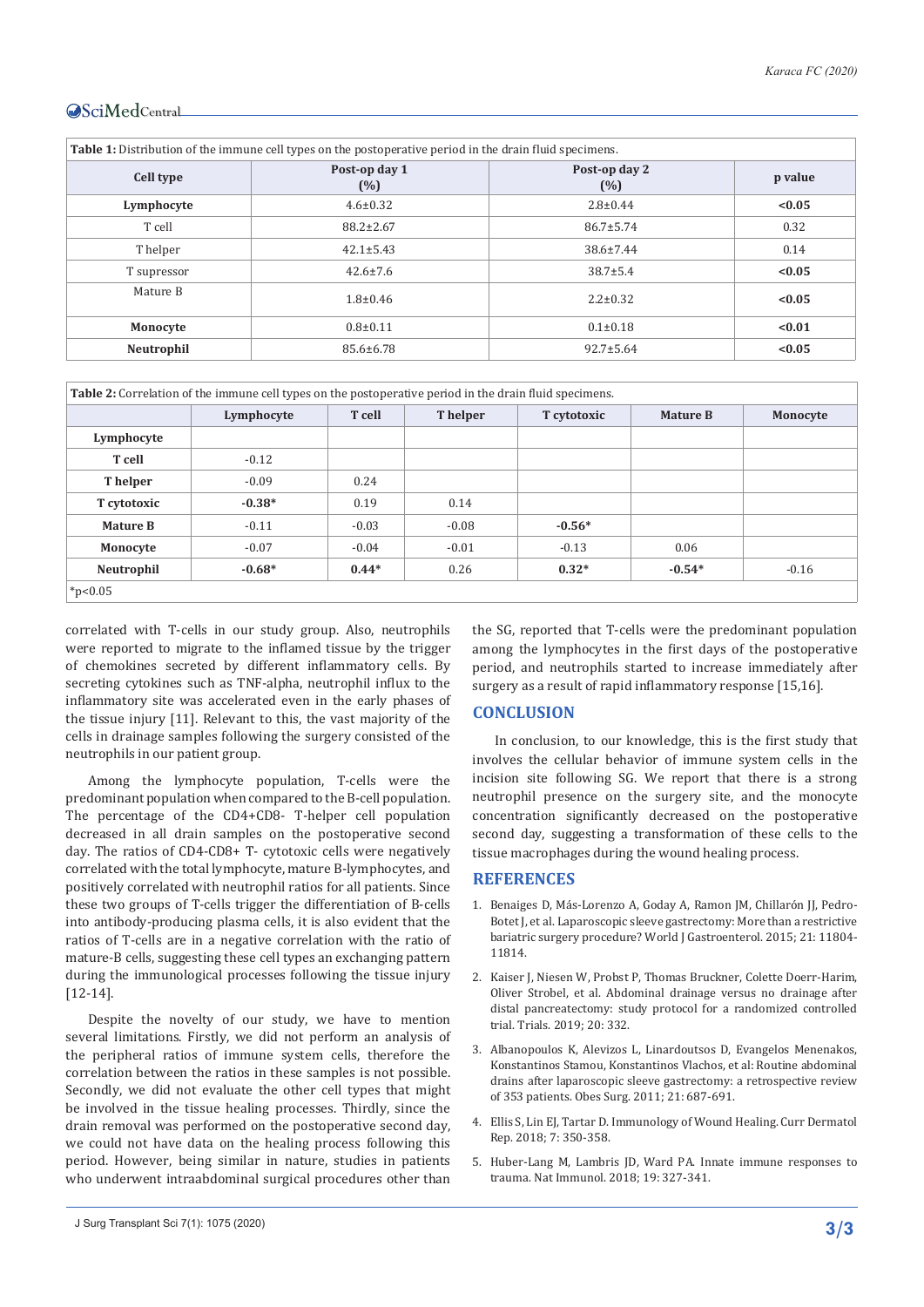**Table 1:** Distribution of the immune cell types on the postoperative period in the drain fluid specimens.

| Cell type | Post-op day 1 (%) | Post-op day 2 (%) | p value |
|---|---|---|---|
| **Lymphocyte** | 4.6±0.32 | 2.8±0.44 | **<0.05** |
| T cell | 88.2±2.67 | 86.7±5.74 | 0.32 |
| T helper | 42.1±5.43 | 38.6±7.44 | 0.14 |
| T supressor | 42.6±7.6 | 38.7±5.4 | **<0.05** |
| Mature B | 1.8±0.46 | 2.2±0.32 | **<0.05** |
| **Monocyte** | 0.8±0.11 | 0.1±0.18 | **<0.01** |
| **Neutrophil** | 85.6±6.78 | 92.7±5.64 | **<0.05** |

**Table 2:** Correlation of the immune cell types on the postoperative period in the drain fluid specimens.

| | Lymphocyte | T cell | T helper | T cytotoxic | Mature B | Monocyte |
|---|---|---|---|---|---|---|
| **Lymphocyte** | | | | | | |
| **T cell** | -0.12 | | | | | |
| **T helper** | -0.09 | 0.24 | | | | |
| **T cytotoxic** | **-0.38*** | 0.19 | 0.14 | | | |
| **Mature B** | -0.11 | -0.03 | -0.08 | **-0.56*** | | |
| **Monocyte** | -0.07 | -0.04 | -0.01 | -0.13 | 0.06 | |
| **Neutrophil** | **-0.68*** | **0.44*** | 0.26 | **0.32*** | **-0.54*** | -0.16 |

*p<0.05

correlated with T-cells in our study group. Also, neutrophils were reported to migrate to the inflamed tissue by the trigger of chemokines secreted by different inflammatory cells. By secreting cytokines such as TNF-alpha, neutrophil influx to the inflammatory site was accelerated even in the early phases of the tissue injury [11]. Relevant to this, the vast majority of the cells in drainage samples following the surgery consisted of the neutrophils in our patient group.

Among the lymphocyte population, T-cells were the predominant population when compared to the B-cell population. The percentage of the CD4+CD8- T-helper cell population decreased in all drain samples on the postoperative second day. The ratios of CD4-CD8+ T- cytotoxic cells were negatively correlated with the total lymphocyte, mature B-lymphocytes, and positively correlated with neutrophil ratios for all patients. Since these two groups of T-cells trigger the differentiation of B-cells into antibody-producing plasma cells, it is also evident that the ratios of T-cells are in a negative correlation with the ratio of mature-B cells, suggesting these cell types an exchanging pattern during the immunological processes following the tissue injury [12-14].

Despite the novelty of our study, we have to mention several limitations. Firstly, we did not perform an analysis of the peripheral ratios of immune system cells, therefore the correlation between the ratios in these samples is not possible. Secondly, we did not evaluate the other cell types that might be involved in the tissue healing processes. Thirdly, since the drain removal was performed on the postoperative second day, we could not have data on the healing process following this period. However, being similar in nature, studies in patients who underwent intraabdominal surgical procedures other than the SG, reported that T-cells were the predominant population among the lymphocytes in the first days of the postoperative period, and neutrophils started to increase immediately after surgery as a result of rapid inflammatory response [15,16].

## CONCLUSION

In conclusion, to our knowledge, this is the first study that involves the cellular behavior of immune system cells in the incision site following SG. We report that there is a strong neutrophil presence on the surgery site, and the monocyte concentration significantly decreased on the postoperative second day, suggesting a transformation of these cells to the tissue macrophages during the wound healing process.

## REFERENCES

1. Benaiges D, Más-Lorenzo A, Goday A, Ramon JM, Chillarón JJ, Pedro-Botet J, et al. Laparoscopic sleeve gastrectomy: More than a restrictive bariatric surgery procedure? World J Gastroenterol. 2015; 21: 11804-11814.
2. Kaiser J, Niesen W, Probst P, Thomas Bruckner, Colette Doerr-Harim, Oliver Strobel, et al. Abdominal drainage versus no drainage after distal pancreatectomy: study protocol for a randomized controlled trial. Trials. 2019; 20: 332.
3. Albanopoulos K, Alevizos L, Linardoutsos D, Evangelos Menenakos, Konstantinos Stamou, Konstantinos Vlachos, et al: Routine abdominal drains after laparoscopic sleeve gastrectomy: a retrospective review of 353 patients. Obes Surg. 2011; 21: 687-691.
4. Ellis S, Lin EJ, Tartar D. Immunology of Wound Healing. Curr Dermatol Rep. 2018; 7: 350-358.
5. Huber-Lang M, Lambris JD, Ward PA. Innate immune responses to trauma. Nat Immunol. 2018; 19: 327-341.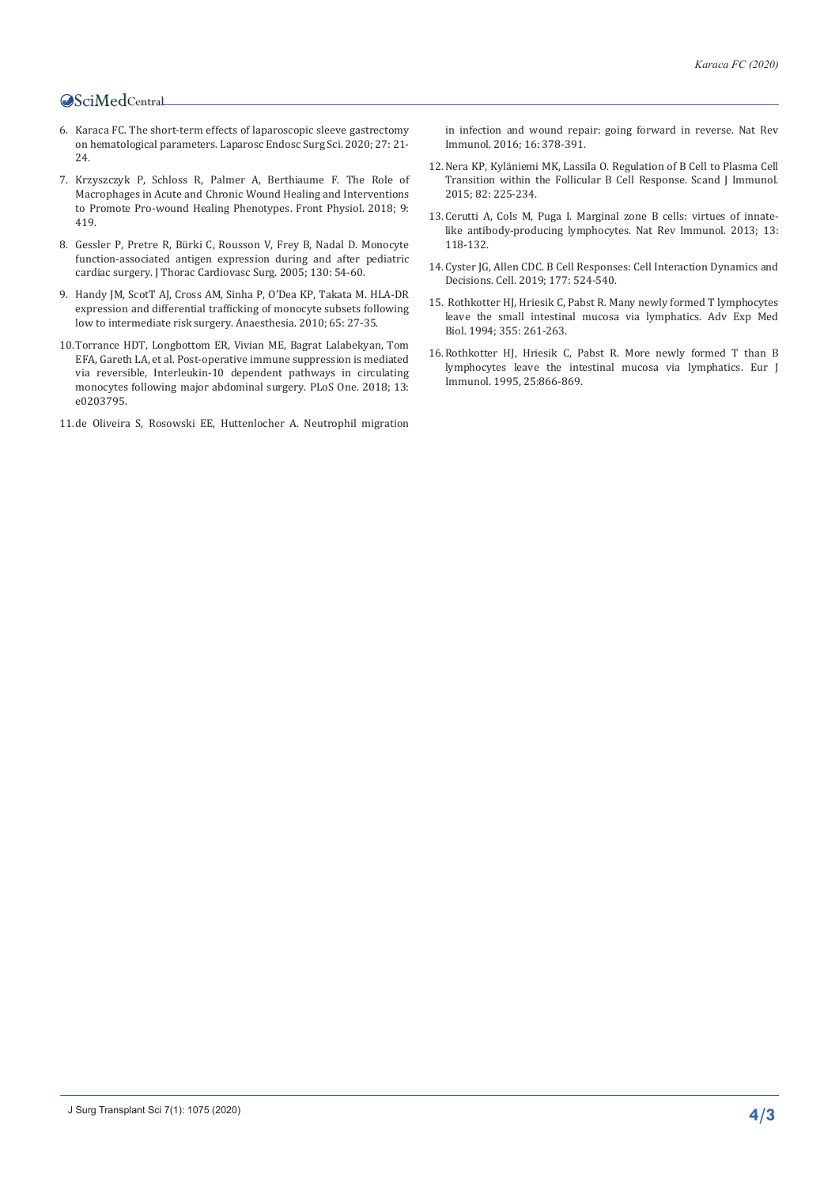6. Karaca FC. The short-term effects of laparoscopic sleeve gastrectomy on hematological parameters. Laparosc Endosc Surg Sci. 2020; 27: 21-24.

7. Krzyszczyk P, Schloss R, Palmer A, Berthiaume F. The Role of Macrophages in Acute and Chronic Wound Healing and Interventions to Promote Pro-wound Healing Phenotypes. Front Physiol. 2018; 9: 419.

8. Gessler P, Pretre R, Bürki C, Rousson V, Frey B, Nadal D. Monocyte function-associated antigen expression during and after pediatric cardiac surgery. J Thorac Cardiovasc Surg. 2005; 130: 54-60.

9. Handy JM, ScotT AJ, Cross AM, Sinha P, O'Dea KP, Takata M. HLA-DR expression and differential trafficking of monocyte subsets following low to intermediate risk surgery. Anaesthesia. 2010; 65: 27-35.

10. Torrance HDT, Longbottom ER, Vivian ME, Bagrat Lalabekyan, Tom EFA, Gareth LA, et al. Post-operative immune suppression is mediated via reversible, Interleukin-10 dependent pathways in circulating monocytes following major abdominal surgery. PLoS One. 2018; 13: e0203795.

11. de Oliveira S, Rosowski EE, Huttenlocher A. Neutrophil migration in infection and wound repair: going forward in reverse. Nat Rev Immunol. 2016; 16: 378-391.

12. Nera KP, Kyläniemi MK, Lassila O. Regulation of B Cell to Plasma Cell Transition within the Follicular B Cell Response. Scand J Immunol. 2015; 82: 225-234.

13. Cerutti A, Cols M, Puga I. Marginal zone B cells: virtues of innate-like antibody-producing lymphocytes. Nat Rev Immunol. 2013; 13: 118-132.

14. Cyster JG, Allen CDC. B Cell Responses: Cell Interaction Dynamics and Decisions. Cell. 2019; 177: 524-540.

15. Rothkotter HJ, Hriesik C, Pabst R. Many newly formed T lymphocytes leave the small intestinal mucosa via lymphatics. Adv Exp Med Biol. 1994; 355: 261-263.

16. Rothkotter HJ, Hriesik C, Pabst R. More newly formed T than B lymphocytes leave the intestinal mucosa via lymphatics. Eur J Immunol. 1995, 25:866-869.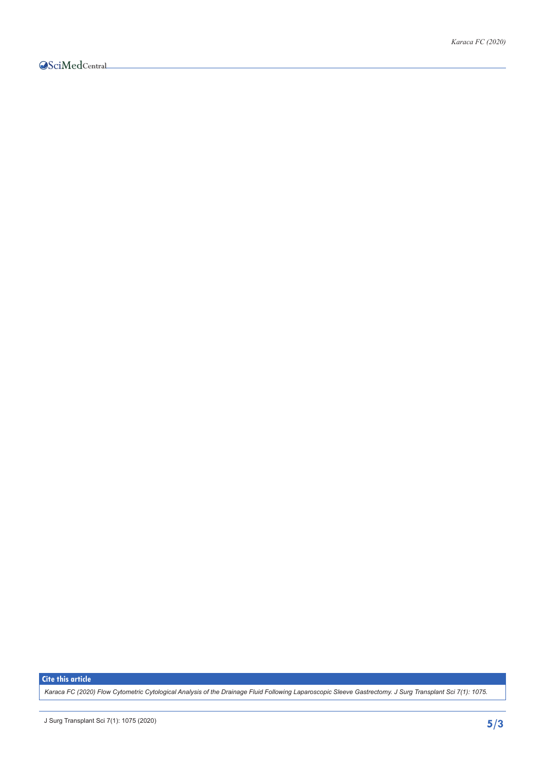**Cite this article**

*Karaca FC (2020) Flow Cytometric Cytological Analysis of the Drainage Fluid Following Laparoscopic Sleeve Gastrectomy. J Surg Transplant Sci 7(1): 1075.*